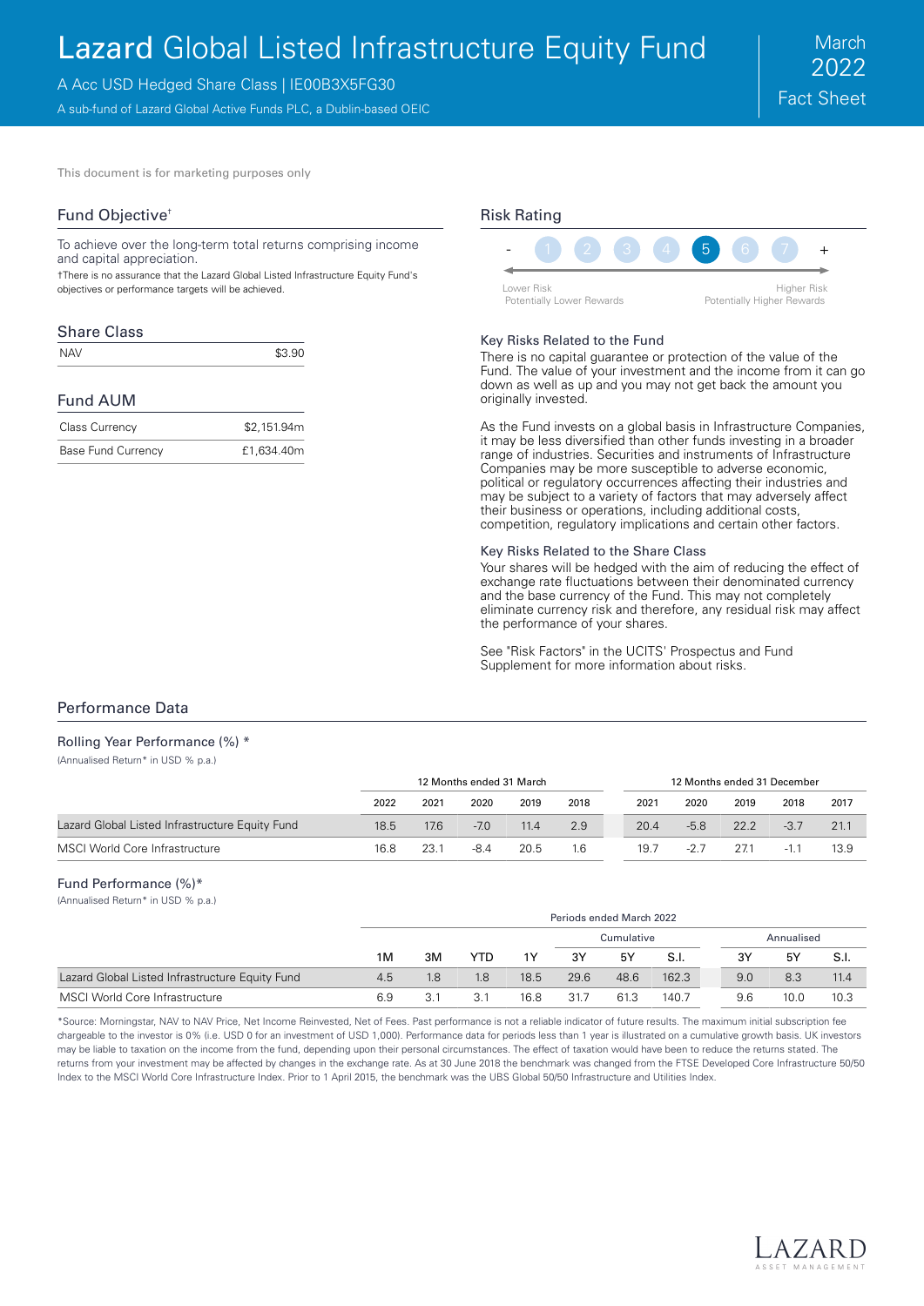# Lazard Global Listed Infrastructure Equity Fund

A Acc USD Hedged Share Class | IE00B3X5FG30

A sub-fund of Lazard Global Active Funds PLC, a Dublin-based OEIC

March 2022 Fact Sheet

This document is for marketing purposes only

## Fund Objective†

To achieve over the long-term total returns comprising income and capital appreciation.

†There is no assurance that the Lazard Global Listed Infrastructure Equity Fund's objectives or performance targets will be achieved.

## Share Class

| NAV | $3.90 |
|---|---|

## Fund AUM

| Class Currency | $2,151.94m |
|---|---|
| Base Fund Currency | £1,634.40m |

## Risk Rating

- 1 2 3 4 **5** 6 7 +

Lower Risk
Potentially Lower Rewards

Higher Risk
Potentially Higher Rewards

### Key Risks Related to the Fund

There is no capital guarantee or protection of the value of the Fund. The value of your investment and the income from it can go down as well as up and you may not get back the amount you originally invested.

As the Fund invests on a global basis in Infrastructure Companies, it may be less diversified than other funds investing in a broader range of industries. Securities and instruments of Infrastructure Companies may be more susceptible to adverse economic, political or regulatory occurrences affecting their industries and may be subject to a variety of factors that may adversely affect their business or operations, including additional costs, competition, regulatory implications and certain other factors.

### Key Risks Related to the Share Class

Your shares will be hedged with the aim of reducing the effect of exchange rate fluctuations between their denominated currency and the base currency of the Fund. This may not completely eliminate currency risk and therefore, any residual risk may affect the performance of your shares.

See "Risk Factors" in the UCITS' Prospectus and Fund Supplement for more information about risks.

## Performance Data

### Rolling Year Performance (%) *

(Annualised Return* in USD % p.a.)

| | 12 Months ended 31 March | | | | | 12 Months ended 31 December | | | | |
|---|---|---|---|---|---|---|---|---|---|---|
| | 2022 | 2021 | 2020 | 2019 | 2018 | 2021 | 2020 | 2019 | 2018 | 2017 |
| Lazard Global Listed Infrastructure Equity Fund | 18.5 | 17.6 | -7.0 | 11.4 | 2.9 | 20.4 | -5.8 | 22.2 | -3.7 | 21.1 |
| MSCI World Core Infrastructure | 16.8 | 23.1 | -8.4 | 20.5 | 1.6 | 19.7 | -2.7 | 27.1 | -1.1 | 13.9 |

### Fund Performance (%)*

(Annualised Return* in USD % p.a.)

| | Periods ended March 2022 | | | | | | | | | |
|---|---|---|---|---|---|---|---|---|---|---|
| | | | | | Cumulative | | | Annualised | | |
| | 1M | 3M | YTD | 1Y | 3Y | 5Y | S.I. | 3Y | 5Y | S.I. |
| Lazard Global Listed Infrastructure Equity Fund | 4.5 | 1.8 | 1.8 | 18.5 | 29.6 | 48.6 | 162.3 | 9.0 | 8.3 | 11.4 |
| MSCI World Core Infrastructure | 6.9 | 3.1 | 3.1 | 16.8 | 31.7 | 61.3 | 140.7 | 9.6 | 10.0 | 10.3 |

*Source: Morningstar, NAV to NAV Price, Net Income Reinvested, Net of Fees. Past performance is not a reliable indicator of future results. The maximum initial subscription fee chargeable to the investor is 0% (i.e. USD 0 for an investment of USD 1,000). Performance data for periods less than 1 year is illustrated on a cumulative growth basis. UK investors may be liable to taxation on the income from the fund, depending upon their personal circumstances. The effect of taxation would have been to reduce the returns stated. The returns from your investment may be affected by changes in the exchange rate. As at 30 June 2018 the benchmark was changed from the FTSE Developed Core Infrastructure 50/50 Index to the MSCI World Core Infrastructure Index. Prior to 1 April 2015, the benchmark was the UBS Global 50/50 Infrastructure and Utilities Index.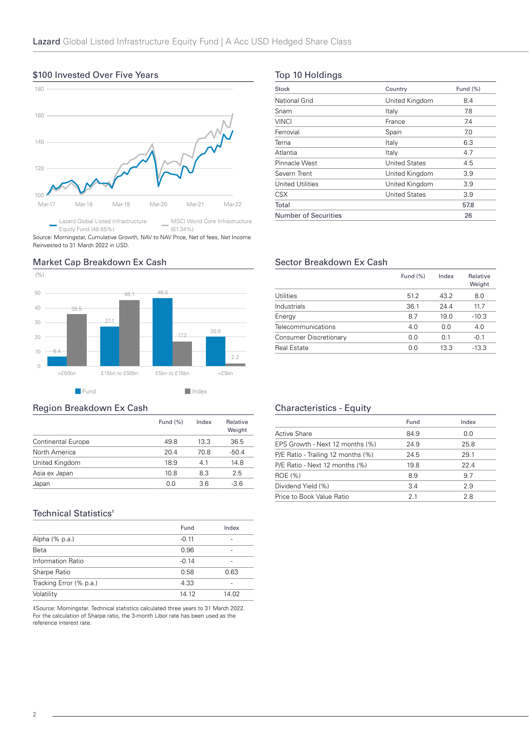## $100 Invested Over Five Years

Lazard Global Listed Infrastructure Equity Fund (48.65%)

MSCI World Core Infrastructure (61.34%)

Source: Morningstar, Cumulative Growth, NAV to NAV Price, Net of fees, Net Income Reinvested to 31 March 2022 in USD.

## Market Cap Breakdown Ex Cash

(%)

| | Fund | Index |
|---|---|---|
| >£50bn | 6.4 | 35.5 |
| £15bn to £50bn | 27.1 | 45.1 |
| £5bn to £15bn | 46.5 | 17.2 |
| <£5bn | 20.0 | 2.2 |

## Region Breakdown Ex Cash

| | Fund (%) | Index | Relative Weight |
|---|---|---|---|
| Continental Europe | 49.8 | 13.3 | 36.5 |
| North America | 20.4 | 70.8 | -50.4 |
| United Kingdom | 18.9 | 4.1 | 14.8 |
| Asia ex Japan | 10.8 | 8.3 | 2.5 |
| Japan | 0.0 | 3.6 | -3.6 |

## Technical Statistics‡

| | Fund | Index |
|---|---|---|
| Alpha (% p.a.) | -0.11 | - |
| Beta | 0.96 | - |
| Information Ratio | -0.14 | - |
| Sharpe Ratio | 0.58 | 0.63 |
| Tracking Error (% p.a.) | 4.33 | - |
| Volatility | 14.12 | 14.02 |

‡Source: Morningstar. Technical statistics calculated three years to 31 March 2022. For the calculation of Sharpe ratio, the 3-month Libor rate has been used as the reference interest rate.

## Top 10 Holdings

| Stock | Country | Fund (%) |
|---|---|---|
| National Grid | United Kingdom | 8.4 |
| Snam | Italy | 7.8 |
| VINCI | France | 7.4 |
| Ferrovial | Spain | 7.0 |
| Terna | Italy | 6.3 |
| Atlantia | Italy | 4.7 |
| Pinnacle West | United States | 4.5 |
| Severn Trent | United Kingdom | 3.9 |
| United Utilities | United Kingdom | 3.9 |
| CSX | United States | 3.9 |
| Total | | 57.8 |
| Number of Securities | | 26 |

## Sector Breakdown Ex Cash

| | Fund (%) | Index | Relative Weight |
|---|---|---|---|
| Utilities | 51.2 | 43.2 | 8.0 |
| Industrials | 36.1 | 24.4 | 11.7 |
| Energy | 8.7 | 19.0 | -10.3 |
| Telecommunications | 4.0 | 0.0 | 4.0 |
| Consumer Discretionary | 0.0 | 0.1 | -0.1 |
| Real Estate | 0.0 | 13.3 | -13.3 |

## Characteristics - Equity

| | Fund | Index |
|---|---|---|
| Active Share | 84.9 | 0.0 |
| EPS Growth - Next 12 months (%) | 24.9 | 25.8 |
| P/E Ratio - Trailing 12 months (%) | 24.5 | 29.1 |
| P/E Ratio - Next 12 months (%) | 19.8 | 22.4 |
| ROE (%) | 8.9 | 9.7 |
| Dividend Yield (%) | 3.4 | 2.9 |
| Price to Book Value Ratio | 2.1 | 2.8 |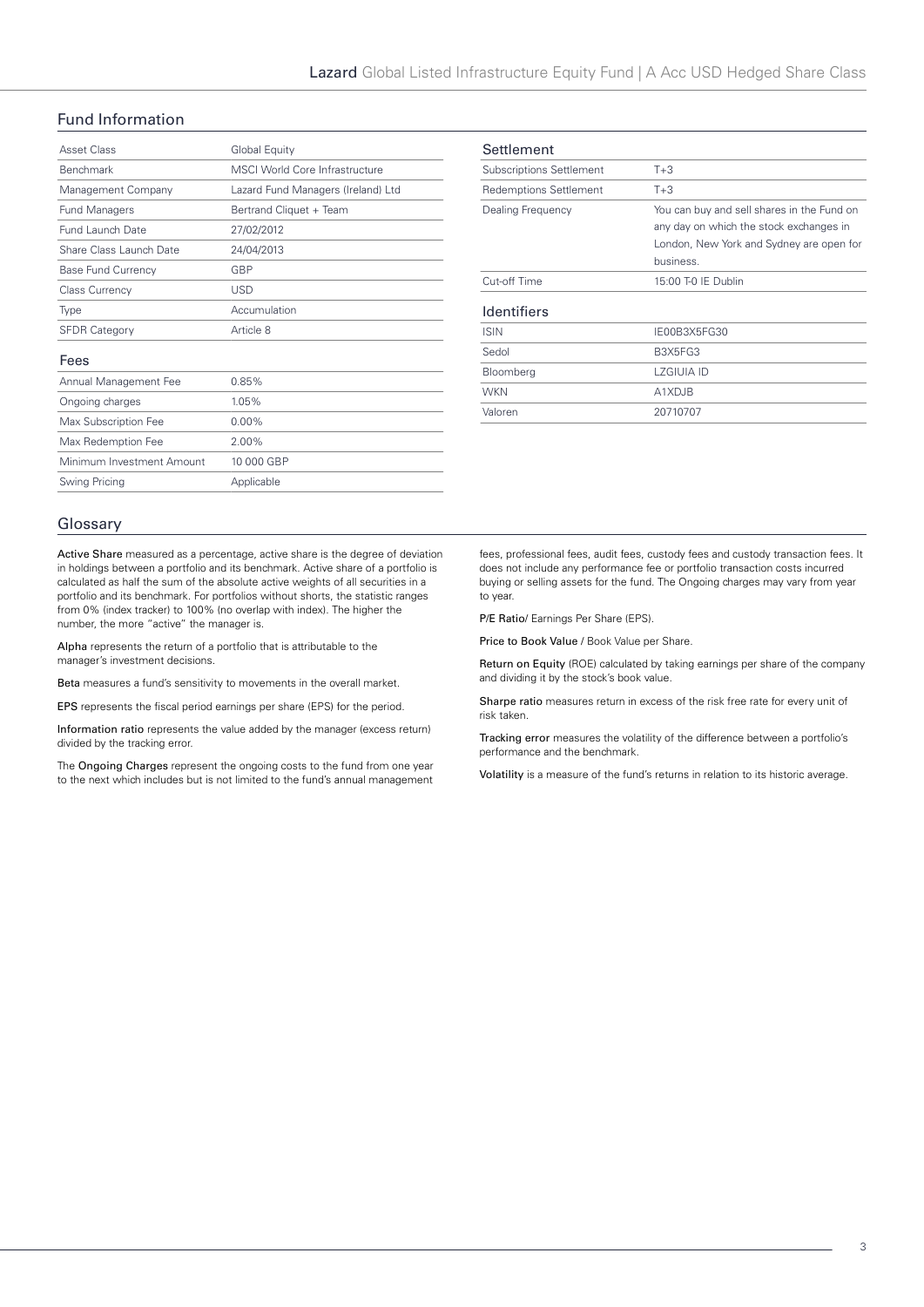## Fund Information

| | |
|---|---|
| Asset Class | Global Equity |
| Benchmark | MSCI World Core Infrastructure |
| Management Company | Lazard Fund Managers (Ireland) Ltd |
| Fund Managers | Bertrand Cliquet + Team |
| Fund Launch Date | 27/02/2012 |
| Share Class Launch Date | 24/04/2013 |
| Base Fund Currency | GBP |
| Class Currency | USD |
| Type | Accumulation |
| SFDR Category | Article 8 |

### Fees

| | |
|---|---|
| Annual Management Fee | 0.85% |
| Ongoing charges | 1.05% |
| Max Subscription Fee | 0.00% |
| Max Redemption Fee | 2.00% |
| Minimum Investment Amount | 10 000 GBP |
| Swing Pricing | Applicable |

### Settlement

| | |
|---|---|
| Subscriptions Settlement | T+3 |
| Redemptions Settlement | T+3 |
| Dealing Frequency | You can buy and sell shares in the Fund on any day on which the stock exchanges in London, New York and Sydney are open for business. |
| Cut-off Time | 15:00 T-0 IE Dublin |

### Identifiers

| | |
|---|---|
| ISIN | IE00B3X5FG30 |
| Sedol | B3X5FG3 |
| Bloomberg | LZGIUIA ID |
| WKN | A1XDJB |
| Valoren | 20710707 |

## Glossary

**Active Share** measured as a percentage, active share is the degree of deviation in holdings between a portfolio and its benchmark. Active share of a portfolio is calculated as half the sum of the absolute active weights of all securities in a portfolio and its benchmark. For portfolios without shorts, the statistic ranges from 0% (index tracker) to 100% (no overlap with index). The higher the number, the more "active" the manager is.

**Alpha** represents the return of a portfolio that is attributable to the manager's investment decisions.

**Beta** measures a fund's sensitivity to movements in the overall market.

**EPS** represents the fiscal period earnings per share (EPS) for the period.

**Information ratio** represents the value added by the manager (excess return) divided by the tracking error.

The **Ongoing Charges** represent the ongoing costs to the fund from one year to the next which includes but is not limited to the fund's annual management fees, professional fees, audit fees, custody fees and custody transaction fees. It does not include any performance fee or portfolio transaction costs incurred buying or selling assets for the fund. The Ongoing charges may vary from year to year.

**P/E Ratio**/ Earnings Per Share (EPS).

**Price to Book Value** / Book Value per Share.

**Return on Equity** (ROE) calculated by taking earnings per share of the company and dividing it by the stock's book value.

**Sharpe ratio** measures return in excess of the risk free rate for every unit of risk taken.

**Tracking error** measures the volatility of the difference between a portfolio's performance and the benchmark.

**Volatility** is a measure of the fund's returns in relation to its historic average.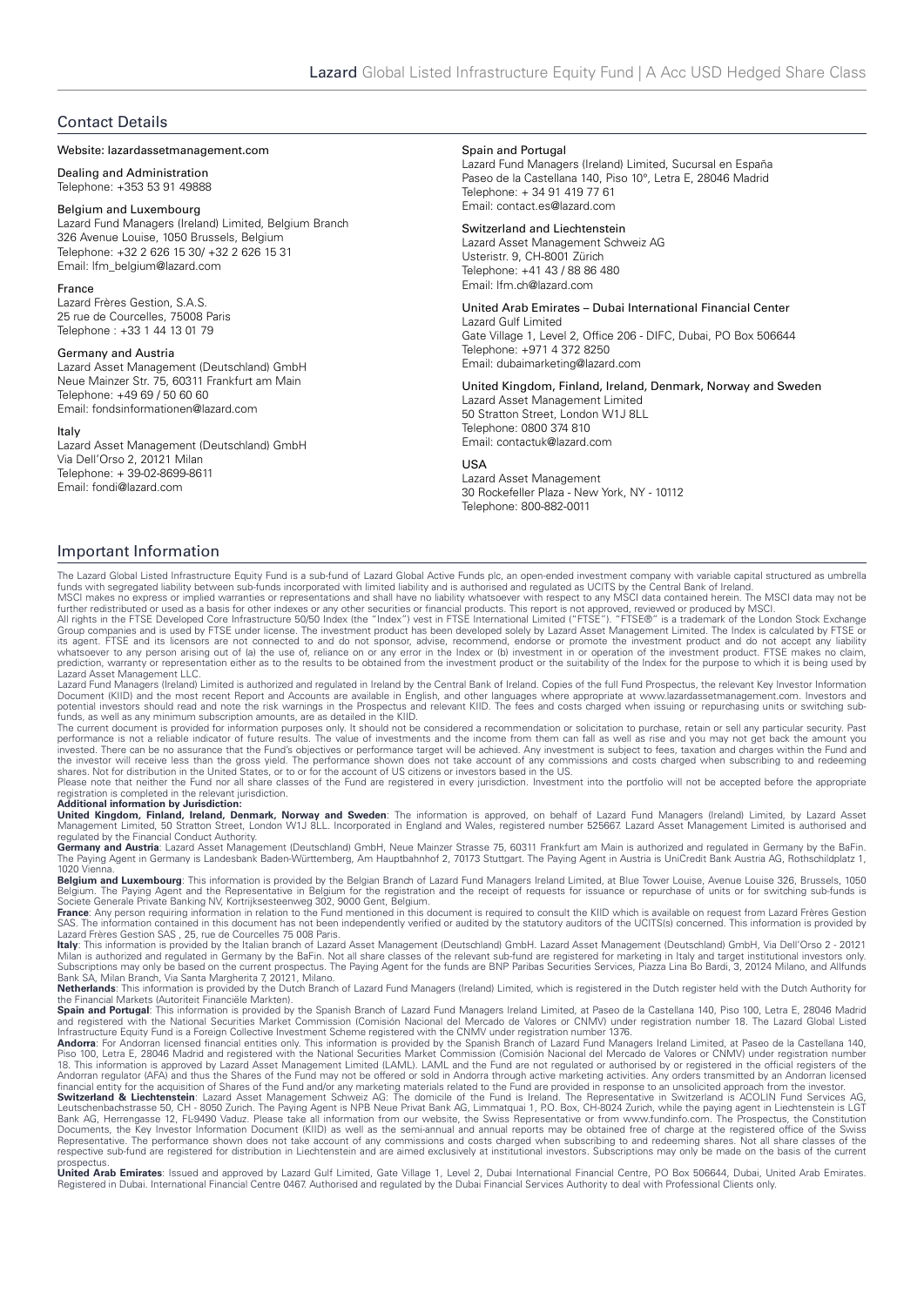## Contact Details

Website: lazardassetmanagement.com

Dealing and Administration
Telephone: +353 53 91 49888

Belgium and Luxembourg
Lazard Fund Managers (Ireland) Limited, Belgium Branch
326 Avenue Louise, 1050 Brussels, Belgium
Telephone: +32 2 626 15 30/ +32 2 626 15 31
Email: lfm_belgium@lazard.com

France
Lazard Frères Gestion, S.A.S.
25 rue de Courcelles, 75008 Paris
Telephone : +33 1 44 13 01 79

Germany and Austria
Lazard Asset Management (Deutschland) GmbH
Neue Mainzer Str. 75, 60311 Frankfurt am Main
Telephone: +49 69 / 50 60 60
Email: fondsinformationen@lazard.com

Italy
Lazard Asset Management (Deutschland) GmbH
Via Dell'Orso 2, 20121 Milan
Telephone: + 39-02-8699-8611
Email: fondi@lazard.com

Spain and Portugal
Lazard Fund Managers (Ireland) Limited, Sucursal en España
Paseo de la Castellana 140, Piso 10°, Letra E, 28046 Madrid
Telephone: + 34 91 419 77 61
Email: contact.es@lazard.com

Switzerland and Liechtenstein
Lazard Asset Management Schweiz AG
Usteristr. 9, CH-8001 Zürich
Telephone: +41 43 / 88 86 480
Email: lfm.ch@lazard.com

United Arab Emirates – Dubai International Financial Center
Lazard Gulf Limited
Gate Village 1, Level 2, Office 206 - DIFC, Dubai, PO Box 506644
Telephone: +971 4 372 8250
Email: dubaimarketing@lazard.com

United Kingdom, Finland, Ireland, Denmark, Norway and Sweden
Lazard Asset Management Limited
50 Stratton Street, London W1J 8LL
Telephone: 0800 374 810
Email: contactuk@lazard.com

USA
Lazard Asset Management
30 Rockefeller Plaza - New York, NY - 10112
Telephone: 800-882-0011

## Important Information

The Lazard Global Listed Infrastructure Equity Fund is a sub-fund of Lazard Global Active Funds plc, an open-ended investment company with variable capital structured as umbrella funds with segregated liability between sub-funds incorporated with limited liability and is authorised and regulated as UCITS by the Central Bank of Ireland.
MSCI makes no express or implied warranties or representations and shall have no liability whatsoever with respect to any MSCI data contained herein. The MSCI data may not be further redistributed or used as a basis for other indexes or any other securities or financial products. This report is not approved, reviewed or produced by MSCI.
All rights in the FTSE Developed Core Infrastructure 50/50 Index (the "Index") vest in FTSE International Limited ("FTSE"). "FTSE®" is a trademark of the London Stock Exchange Group companies and is used by FTSE under license. The investment product has been developed solely by Lazard Asset Management Limited. The Index is calculated by FTSE or its agent. FTSE and its licensors are not connected to and do not sponsor, advise, recommend, endorse or promote the investment product and do not accept any liability whatsoever to any person arising out of (a) the use of, reliance on or any error in the Index or (b) investment in or operation of the investment product. FTSE makes no claim, prediction, warranty or representation either as to the results to be obtained from the investment product or the suitability of the Index for the purpose to which it is being used by Lazard Asset Management LLC.
Lazard Fund Managers (Ireland) Limited is authorized and regulated in Ireland by the Central Bank of Ireland. Copies of the full Fund Prospectus, the relevant Key Investor Information Document (KIID) and the most recent Report and Accounts are available in English, and other languages where appropriate at www.lazardassetmanagement.com. Investors and potential investors should read and note the risk warnings in the Prospectus and relevant KIID. The fees and costs charged when issuing or repurchasing units or switching sub-funds, as well as any minimum subscription amounts, are as detailed in the KIID.
The current document is provided for information purposes only. It should not be considered a recommendation or solicitation to purchase, retain or sell any particular security. Past performance is not a reliable indicator of future results. The value of investments and the income from them can fall as well as rise and you may not get back the amount you invested. There can be no assurance that the Fund's objectives or performance target will be achieved. Any investment is subject to fees, taxation and charges within the Fund and the investor will receive less than the gross yield. The performance shown does not take account of any commissions and costs charged when subscribing to and redeeming shares. Not for distribution in the United States, or to or for the account of US citizens or investors based in the US.
Please note that neither the Fund nor all share classes of the Fund are registered in every jurisdiction. Investment into the portfolio will not be accepted before the appropriate registration is completed in the relevant jurisdiction.

**Additional information by Jurisdiction:**

**United Kingdom, Finland, Ireland, Denmark, Norway and Sweden**: The information is approved, on behalf of Lazard Fund Managers (Ireland) Limited, by Lazard Asset Management Limited, 50 Stratton Street, London W1J 8LL. Incorporated in England and Wales, registered number 525667. Lazard Asset Management Limited is authorised and regulated by the Financial Conduct Authority.

**Germany and Austria**: Lazard Asset Management (Deutschland) GmbH, Neue Mainzer Strasse 75, 60311 Frankfurt am Main is authorized and regulated in Germany by the BaFin. The Paying Agent in Germany is Landesbank Baden-Württemberg, Am Hauptbahnhof 2, 70173 Stuttgart. The Paying Agent in Austria is UniCredit Bank Austria AG, Rothschildplatz 1, 1020 Vienna.

**Belgium and Luxembourg**: This information is provided by the Belgian Branch of Lazard Fund Managers Ireland Limited, at Blue Tower Louise, Avenue Louise 326, Brussels, 1050 Belgium. The Paying Agent and the Representative in Belgium for the registration and the receipt of requests for issuance or repurchase of units or for switching sub-funds is Societe Generale Private Banking NV, Kortrijksesteenweg 302, 9000 Gent, Belgium.

**France**: Any person requiring information in relation to the Fund mentioned in this document is required to consult the KIID which is available on request from Lazard Frères Gestion SAS. The information contained in this document has not been independently verified or audited by the statutory auditors of the UCITS(s) concerned. This information is provided by Lazard Frères Gestion SAS , 25, rue de Courcelles 75 008 Paris.

**Italy**: This information is provided by the Italian branch of Lazard Asset Management (Deutschland) GmbH. Lazard Asset Management (Deutschland) GmbH, Via Dell'Orso 2 - 20121 Milan is authorized and regulated in Germany by the BaFin. Not all share classes of the relevant sub-fund are registered for marketing in Italy and target institutional investors only. Subscriptions may only be based on the current prospectus. The Paying Agent for the funds are BNP Paribas Securities Services, Piazza Lina Bo Bardi, 3, 20124 Milano, and Allfunds Bank SA, Milan Branch, Via Santa Margherita 7, 20121, Milano.

**Netherlands**: This information is provided by the Dutch Branch of Lazard Fund Managers (Ireland) Limited, which is registered in the Dutch register held with the Dutch Authority for the Financial Markets (Autoriteit Financiële Markten).

**Spain and Portugal**: This information is provided by the Spanish Branch of Lazard Fund Managers Ireland Limited, at Paseo de la Castellana 140, Piso 100, Letra E, 28046 Madrid and registered with the National Securities Market Commission (Comisión Nacional del Mercado de Valores or CNMV) under registration number 18. The Lazard Global Listed Infrastructure Equity Fund is a Foreign Collective Investment Scheme registered with the CNMV under registration number 1376.

**Andorra**: For Andorran licensed financial entities only. This information is provided by the Spanish Branch of Lazard Fund Managers Ireland Limited, at Paseo de la Castellana 140, Piso 100, Letra E, 28046 Madrid and registered with the National Securities Market Commission (Comisión Nacional del Mercado de Valores or CNMV) under registration number 18. This information is approved by Lazard Asset Management Limited (LAML). LAML and the Fund are not regulated or authorised by or registered in the official registers of the Andorran regulator (AFA) and thus the Shares of the Fund may not be offered or sold in Andorra through active marketing activities. Any orders transmitted by an Andorran licensed financial entity for the acquisition of Shares of the Fund and/or any marketing materials related to the Fund are provided in response to an unsolicited approach from the investor.

**Switzerland & Liechtenstein**: Lazard Asset Management Schweiz AG: The domicile of the Fund is Ireland. The Representative in Switzerland is ACOLIN Fund Services AG, Leutschenbachstrasse 50, CH - 8050 Zurich. The Paying Agent is NPB Neue Privat Bank AG, Limmatquai 1, P.O. Box, CH-8024 Zurich, while the paying agent in Liechtenstein is LGT Bank AG, Herrengasse 12, FL-9490 Vaduz. Please take all information from our website, the Swiss Representative or from www.fundinfo.com. The Prospectus, the Constitution Documents, the Key Investor Information Document (KIID) as well as the semi-annual and annual reports may be obtained free of charge at the registered office of the Swiss Representative. The performance shown does not take account of any commissions and costs charged when subscribing to and redeeming shares. Not all share classes of the respective sub-fund are registered for distribution in Liechtenstein and are aimed exclusively at institutional investors. Subscriptions may only be made on the basis of the current prospectus.

**United Arab Emirates**: Issued and approved by Lazard Gulf Limited, Gate Village 1, Level 2, Dubai International Financial Centre, PO Box 506644, Dubai, United Arab Emirates. Registered in Dubai. International Financial Centre 0467. Authorised and regulated by the Dubai Financial Services Authority to deal with Professional Clients only.